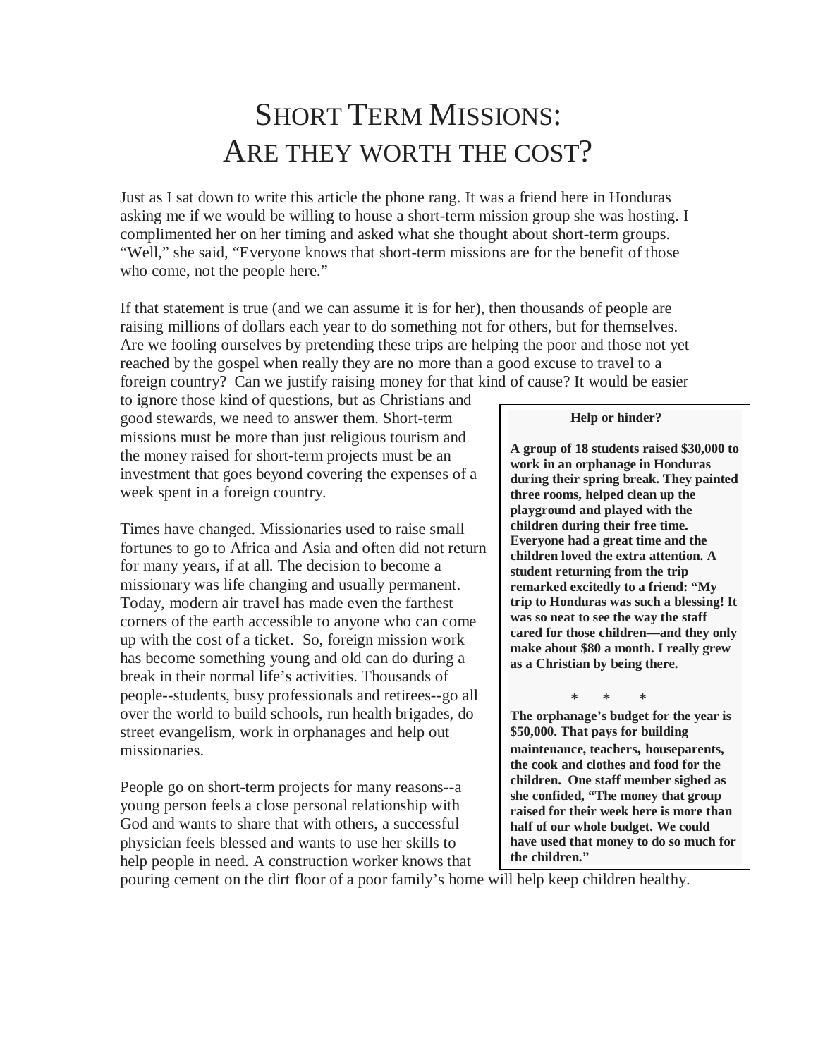# Short Term Missions: Are they worth the cost?

Just as I sat down to write this article the phone rang. It was a friend here in Honduras asking me if we would be willing to house a short-term mission group she was hosting. I complimented her on her timing and asked what she thought about short-term groups. "Well," she said, "Everyone knows that short-term missions are for the benefit of those who come, not the people here."

If that statement is true (and we can assume it is for her), then thousands of people are raising millions of dollars each year to do something not for others, but for themselves. Are we fooling ourselves by pretending these trips are helping the poor and those not yet reached by the gospel when really they are no more than a good excuse to travel to a foreign country? Can we justify raising money for that kind of cause? It would be easier to ignore those kind of questions, but as Christians and good stewards, we need to answer them. Short-term missions must be more than just religious tourism and the money raised for short-term projects must be an investment that goes beyond covering the expenses of a week spent in a foreign country.

Times have changed. Missionaries used to raise small fortunes to go to Africa and Asia and often did not return for many years, if at all. The decision to become a missionary was life changing and usually permanent. Today, modern air travel has made even the farthest corners of the earth accessible to anyone who can come up with the cost of a ticket. So, foreign mission work has become something young and old can do during a break in their normal life's activities. Thousands of people--students, busy professionals and retirees--go all over the world to build schools, run health brigades, do street evangelism, work in orphanages and help out missionaries.

People go on short-term projects for many reasons--a young person feels a close personal relationship with God and wants to share that with others, a successful physician feels blessed and wants to use her skills to help people in need. A construction worker knows that pouring cement on the dirt floor of a poor family's home will help keep children healthy.

> **Help or hinder?**
>
> **A group of 18 students raised $30,000 to work in an orphanage in Honduras during their spring break. They painted three rooms, helped clean up the playground and played with the children during their free time. Everyone had a great time and the children loved the extra attention. A student returning from the trip remarked excitedly to a friend: "My trip to Honduras was such a blessing! It was so neat to see the way the staff cared for those children—and they only make about $80 a month. I really grew as a Christian by being there.**
>
> \* \* \*
>
> **The orphanage's budget for the year is $50,000. That pays for building maintenance, teachers, houseparents, the cook and clothes and food for the children. One staff member sighed as she confided, "The money that group raised for their week here is more than half of our whole budget. We could have used that money to do so much for the children."**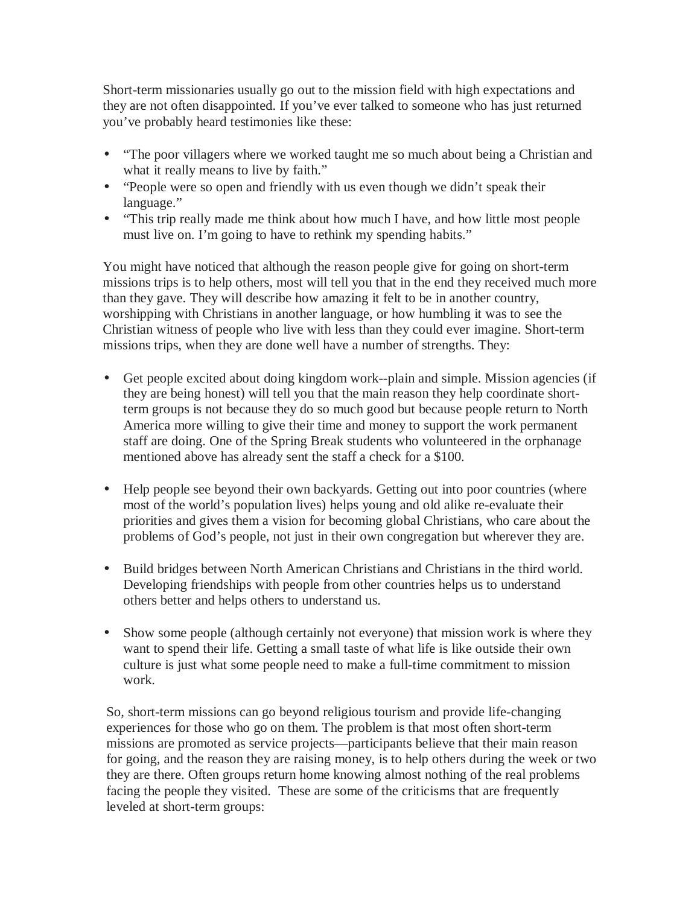Short-term missionaries usually go out to the mission field with high expectations and they are not often disappointed. If you've ever talked to someone who has just returned you've probably heard testimonies like these:

- "The poor villagers where we worked taught me so much about being a Christian and what it really means to live by faith."
- "People were so open and friendly with us even though we didn't speak their language."
- "This trip really made me think about how much I have, and how little most people must live on. I'm going to have to rethink my spending habits."

You might have noticed that although the reason people give for going on short-term missions trips is to help others, most will tell you that in the end they received much more than they gave. They will describe how amazing it felt to be in another country, worshipping with Christians in another language, or how humbling it was to see the Christian witness of people who live with less than they could ever imagine. Short-term missions trips, when they are done well have a number of strengths. They:

- Get people excited about doing kingdom work--plain and simple. Mission agencies (if they are being honest) will tell you that the main reason they help coordinate short-term groups is not because they do so much good but because people return to North America more willing to give their time and money to support the work permanent staff are doing. One of the Spring Break students who volunteered in the orphanage mentioned above has already sent the staff a check for a $100.

- Help people see beyond their own backyards. Getting out into poor countries (where most of the world's population lives) helps young and old alike re-evaluate their priorities and gives them a vision for becoming global Christians, who care about the problems of God's people, not just in their own congregation but wherever they are.

- Build bridges between North American Christians and Christians in the third world. Developing friendships with people from other countries helps us to understand others better and helps others to understand us.

- Show some people (although certainly not everyone) that mission work is where they want to spend their life. Getting a small taste of what life is like outside their own culture is just what some people need to make a full-time commitment to mission work.

So, short-term missions can go beyond religious tourism and provide life-changing experiences for those who go on them. The problem is that most often short-term missions are promoted as service projects—participants believe that their main reason for going, and the reason they are raising money, is to help others during the week or two they are there. Often groups return home knowing almost nothing of the real problems facing the people they visited. These are some of the criticisms that are frequently leveled at short-term groups: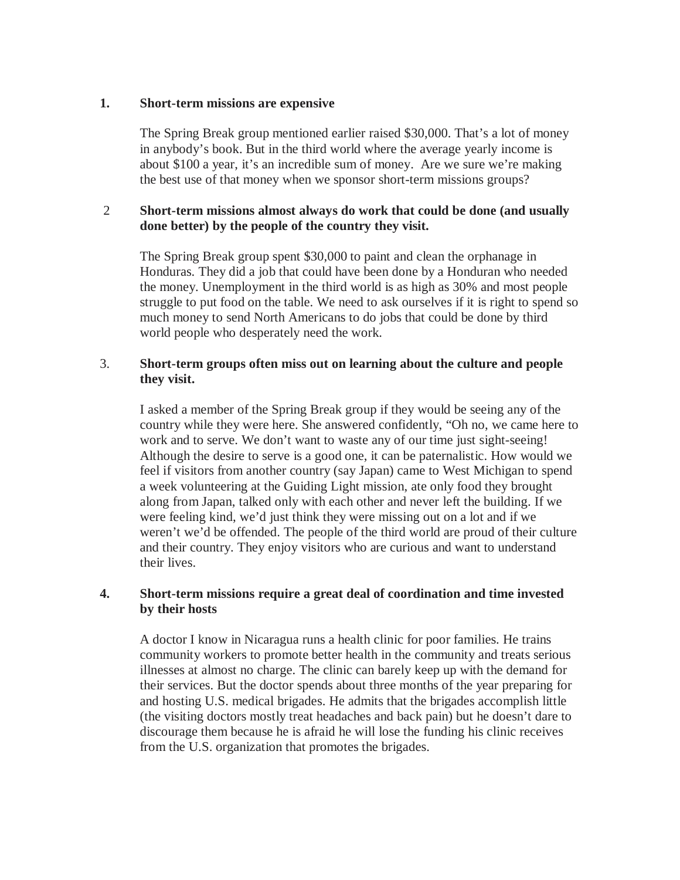1. **Short-term missions are expensive**

   The Spring Break group mentioned earlier raised $30,000. That's a lot of money in anybody's book. But in the third world where the average yearly income is about $100 a year, it's an incredible sum of money. Are we sure we're making the best use of that money when we sponsor short-term missions groups?

2. **Short-term missions almost always do work that could be done (and usually done better) by the people of the country they visit.**

   The Spring Break group spent $30,000 to paint and clean the orphanage in Honduras. They did a job that could have been done by a Honduran who needed the money. Unemployment in the third world is as high as 30% and most people struggle to put food on the table. We need to ask ourselves if it is right to spend so much money to send North Americans to do jobs that could be done by third world people who desperately need the work.

3. **Short-term groups often miss out on learning about the culture and people they visit.**

   I asked a member of the Spring Break group if they would be seeing any of the country while they were here. She answered confidently, "Oh no, we came here to work and to serve. We don't want to waste any of our time just sight-seeing! Although the desire to serve is a good one, it can be paternalistic. How would we feel if visitors from another country (say Japan) came to West Michigan to spend a week volunteering at the Guiding Light mission, ate only food they brought along from Japan, talked only with each other and never left the building. If we were feeling kind, we'd just think they were missing out on a lot and if we weren't we'd be offended. The people of the third world are proud of their culture and their country. They enjoy visitors who are curious and want to understand their lives.

4. **Short-term missions require a great deal of coordination and time invested by their hosts**

   A doctor I know in Nicaragua runs a health clinic for poor families. He trains community workers to promote better health in the community and treats serious illnesses at almost no charge. The clinic can barely keep up with the demand for their services. But the doctor spends about three months of the year preparing for and hosting U.S. medical brigades. He admits that the brigades accomplish little (the visiting doctors mostly treat headaches and back pain) but he doesn't dare to discourage them because he is afraid he will lose the funding his clinic receives from the U.S. organization that promotes the brigades.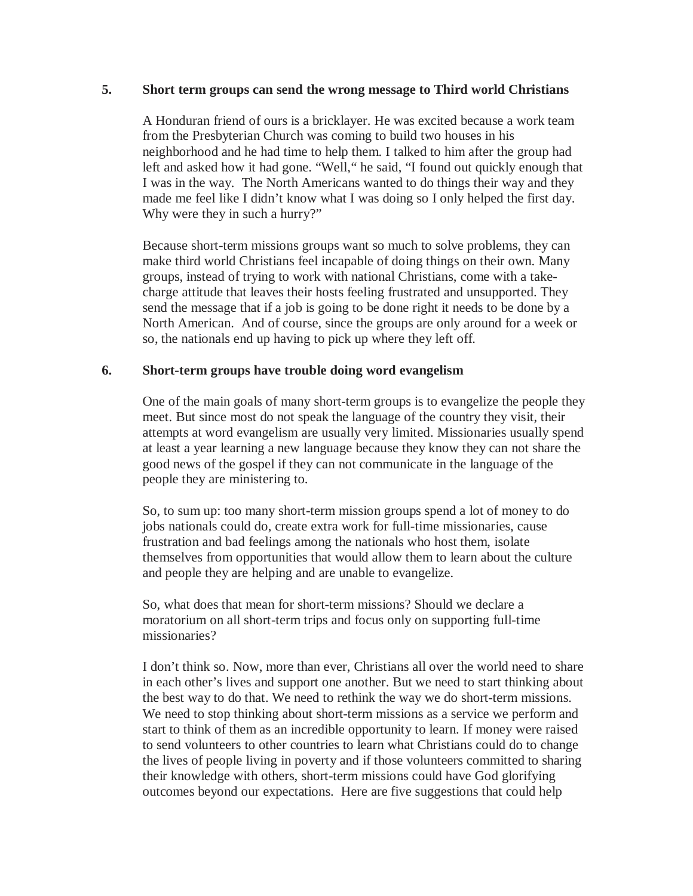**5. Short term groups can send the wrong message to Third world Christians**

A Honduran friend of ours is a bricklayer. He was excited because a work team from the Presbyterian Church was coming to build two houses in his neighborhood and he had time to help them. I talked to him after the group had left and asked how it had gone. "Well," he said, "I found out quickly enough that I was in the way. The North Americans wanted to do things their way and they made me feel like I didn't know what I was doing so I only helped the first day. Why were they in such a hurry?"

Because short-term missions groups want so much to solve problems, they can make third world Christians feel incapable of doing things on their own. Many groups, instead of trying to work with national Christians, come with a take-charge attitude that leaves their hosts feeling frustrated and unsupported. They send the message that if a job is going to be done right it needs to be done by a North American. And of course, since the groups are only around for a week or so, the nationals end up having to pick up where they left off.

**6. Short-term groups have trouble doing word evangelism**

One of the main goals of many short-term groups is to evangelize the people they meet. But since most do not speak the language of the country they visit, their attempts at word evangelism are usually very limited. Missionaries usually spend at least a year learning a new language because they know they can not share the good news of the gospel if they can not communicate in the language of the people they are ministering to.

So, to sum up: too many short-term mission groups spend a lot of money to do jobs nationals could do, create extra work for full-time missionaries, cause frustration and bad feelings among the nationals who host them, isolate themselves from opportunities that would allow them to learn about the culture and people they are helping and are unable to evangelize.

So, what does that mean for short-term missions? Should we declare a moratorium on all short-term trips and focus only on supporting full-time missionaries?

I don't think so. Now, more than ever, Christians all over the world need to share in each other's lives and support one another. But we need to start thinking about the best way to do that. We need to rethink the way we do short-term missions. We need to stop thinking about short-term missions as a service we perform and start to think of them as an incredible opportunity to learn. If money were raised to send volunteers to other countries to learn what Christians could do to change the lives of people living in poverty and if those volunteers committed to sharing their knowledge with others, short-term missions could have God glorifying outcomes beyond our expectations. Here are five suggestions that could help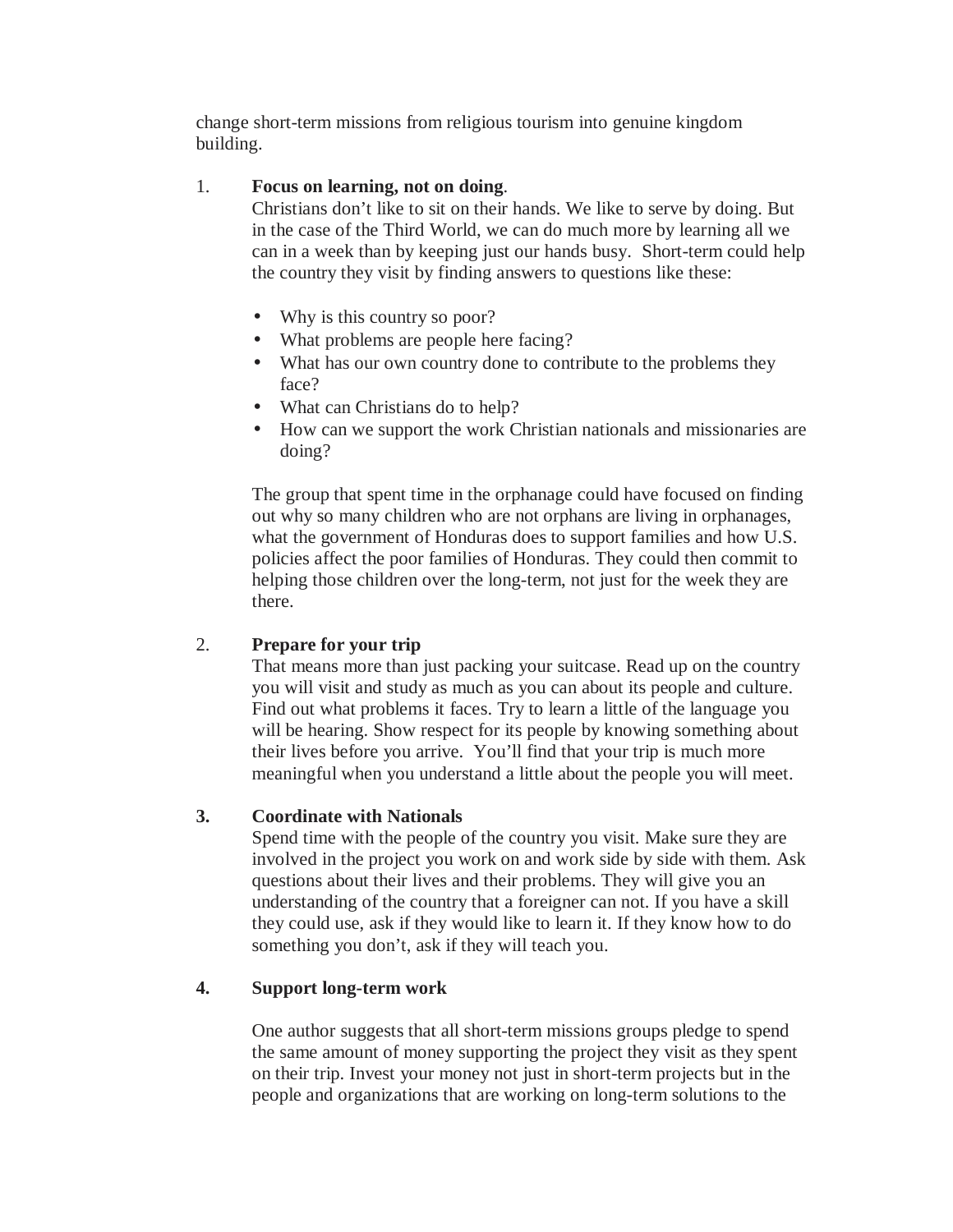change short-term missions from religious tourism into genuine kingdom building.

1. **Focus on learning, not on doing**.

   Christians don't like to sit on their hands. We like to serve by doing. But in the case of the Third World, we can do much more by learning all we can in a week than by keeping just our hands busy. Short-term could help the country they visit by finding answers to questions like these:

   - Why is this country so poor?
   - What problems are people here facing?
   - What has our own country done to contribute to the problems they face?
   - What can Christians do to help?
   - How can we support the work Christian nationals and missionaries are doing?

   The group that spent time in the orphanage could have focused on finding out why so many children who are not orphans are living in orphanages, what the government of Honduras does to support families and how U.S. policies affect the poor families of Honduras. They could then commit to helping those children over the long-term, not just for the week they are there.

2. **Prepare for your trip**

   That means more than just packing your suitcase. Read up on the country you will visit and study as much as you can about its people and culture. Find out what problems it faces. Try to learn a little of the language you will be hearing. Show respect for its people by knowing something about their lives before you arrive. You'll find that your trip is much more meaningful when you understand a little about the people you will meet.

3. **Coordinate with Nationals**

   Spend time with the people of the country you visit. Make sure they are involved in the project you work on and work side by side with them. Ask questions about their lives and their problems. They will give you an understanding of the country that a foreigner can not. If you have a skill they could use, ask if they would like to learn it. If they know how to do something you don't, ask if they will teach you.

4. **Support long-term work**

   One author suggests that all short-term missions groups pledge to spend the same amount of money supporting the project they visit as they spent on their trip. Invest your money not just in short-term projects but in the people and organizations that are working on long-term solutions to the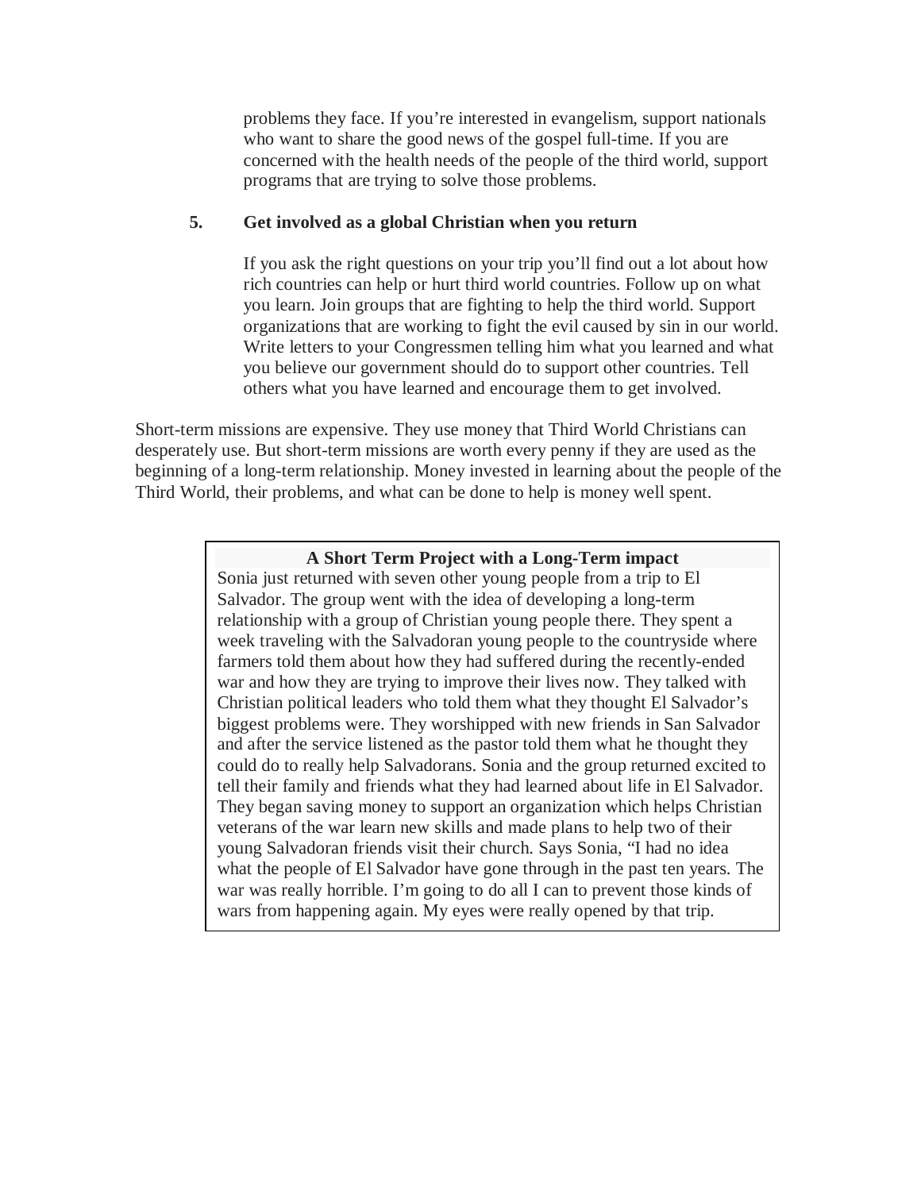problems they face. If you're interested in evangelism, support nationals who want to share the good news of the gospel full-time. If you are concerned with the health needs of the people of the third world, support programs that are trying to solve those problems.

**5. Get involved as a global Christian when you return**

If you ask the right questions on your trip you'll find out a lot about how rich countries can help or hurt third world countries. Follow up on what you learn. Join groups that are fighting to help the third world. Support organizations that are working to fight the evil caused by sin in our world. Write letters to your Congressmen telling him what you learned and what you believe our government should do to support other countries. Tell others what you have learned and encourage them to get involved.

Short-term missions are expensive. They use money that Third World Christians can desperately use. But short-term missions are worth every penny if they are used as the beginning of a long-term relationship. Money invested in learning about the people of the Third World, their problems, and what can be done to help is money well spent.

**A Short Term Project with a Long-Term impact**

Sonia just returned with seven other young people from a trip to El Salvador. The group went with the idea of developing a long-term relationship with a group of Christian young people there. They spent a week traveling with the Salvadoran young people to the countryside where farmers told them about how they had suffered during the recently-ended war and how they are trying to improve their lives now. They talked with Christian political leaders who told them what they thought El Salvador's biggest problems were. They worshipped with new friends in San Salvador and after the service listened as the pastor told them what he thought they could do to really help Salvadorans. Sonia and the group returned excited to tell their family and friends what they had learned about life in El Salvador. They began saving money to support an organization which helps Christian veterans of the war learn new skills and made plans to help two of their young Salvadoran friends visit their church. Says Sonia, "I had no idea what the people of El Salvador have gone through in the past ten years. The war was really horrible. I'm going to do all I can to prevent those kinds of wars from happening again. My eyes were really opened by that trip.